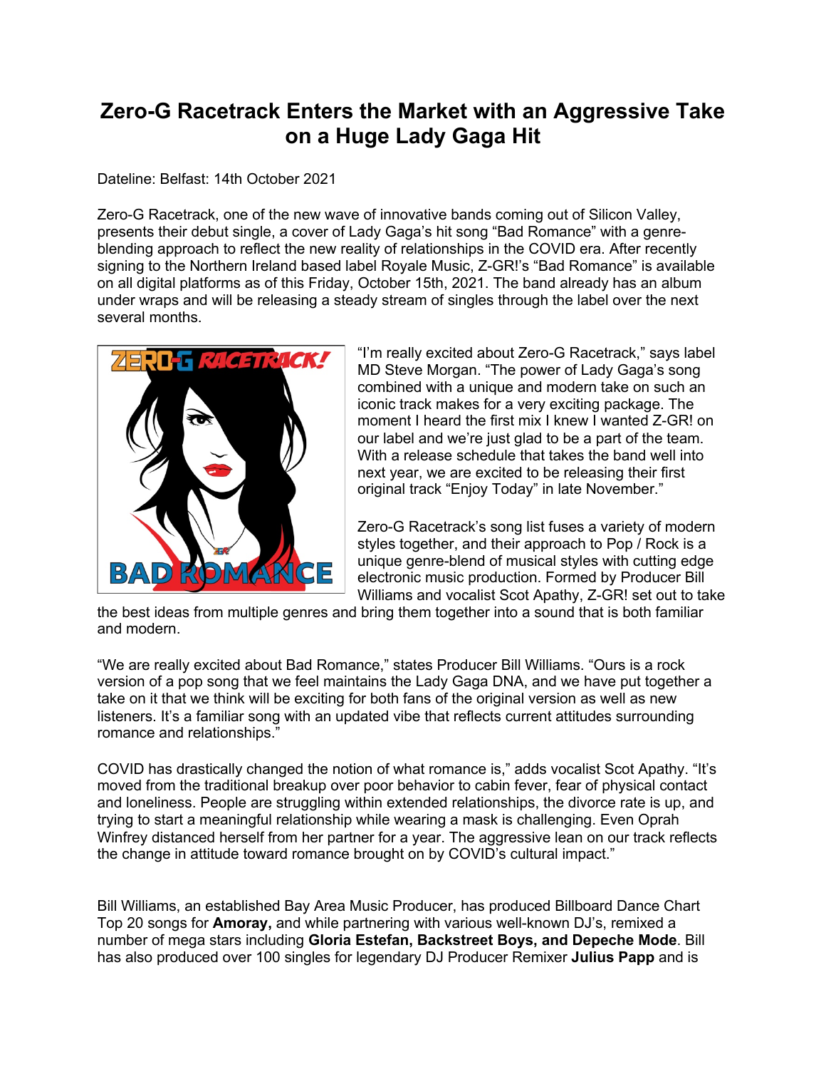# Zero-G Racetrack Enters the Market with an Aggressive Take on a Huge Lady Gaga Hit

Dateline: Belfast: 14th October 2021

Zero-G Racetrack, one of the new wave of innovative bands coming out of Silicon Valley, presents their debut single, a cover of Lady Gaga's hit song "Bad Romance" with a genre-blending approach to reflect the new reality of relationships in the COVID era. After recently signing to the Northern Ireland based label Royale Music, Z-GR!'s "Bad Romance" is available on all digital platforms as of this Friday, October 15th, 2021. The band already has an album under wraps and will be releasing a steady stream of singles through the label over the next several months.

"I'm really excited about Zero-G Racetrack," says label MD Steve Morgan. "The power of Lady Gaga's song combined with a unique and modern take on such an iconic track makes for a very exciting package. The moment I heard the first mix I knew I wanted Z-GR! on our label and we're just glad to be a part of the team. With a release schedule that takes the band well into next year, we are excited to be releasing their first original track "Enjoy Today" in late November."

Zero-G Racetrack's song list fuses a variety of modern styles together, and their approach to Pop / Rock is a unique genre-blend of musical styles with cutting edge electronic music production. Formed by Producer Bill Williams and vocalist Scot Apathy, Z-GR! set out to take the best ideas from multiple genres and bring them together into a sound that is both familiar and modern.

"We are really excited about Bad Romance," states Producer Bill Williams. "Ours is a rock version of a pop song that we feel maintains the Lady Gaga DNA, and we have put together a take on it that we think will be exciting for both fans of the original version as well as new listeners. It's a familiar song with an updated vibe that reflects current attitudes surrounding romance and relationships."

COVID has drastically changed the notion of what romance is," adds vocalist Scot Apathy. "It's moved from the traditional breakup over poor behavior to cabin fever, fear of physical contact and loneliness. People are struggling within extended relationships, the divorce rate is up, and trying to start a meaningful relationship while wearing a mask is challenging. Even Oprah Winfrey distanced herself from her partner for a year. The aggressive lean on our track reflects the change in attitude toward romance brought on by COVID's cultural impact."

Bill Williams, an established Bay Area Music Producer, has produced Billboard Dance Chart Top 20 songs for **Amoray,** and while partnering with various well-known DJ's, remixed a number of mega stars including **Gloria Estefan, Backstreet Boys, and Depeche Mode**. Bill has also produced over 100 singles for legendary DJ Producer Remixer **Julius Papp** and is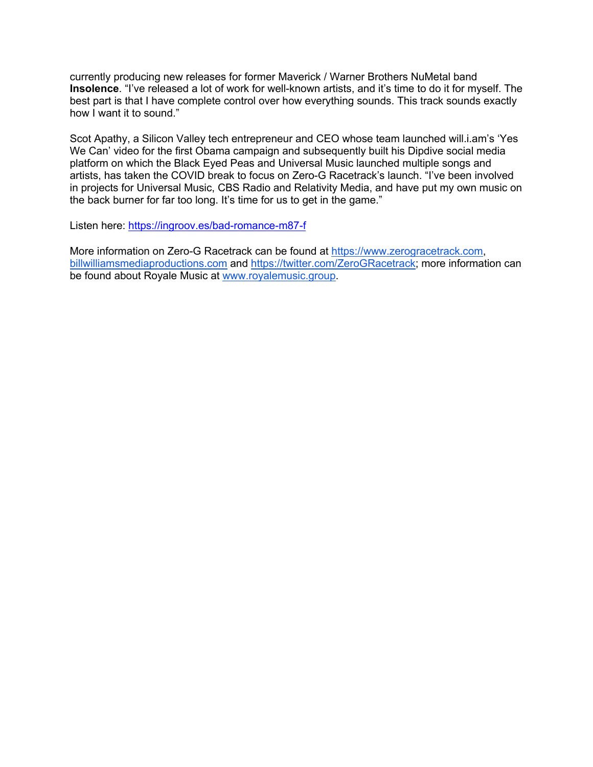currently producing new releases for former Maverick / Warner Brothers NuMetal band **Insolence**. “I’ve released a lot of work for well-known artists, and it’s time to do it for myself. The best part is that I have complete control over how everything sounds. This track sounds exactly how I want it to sound.”

Scot Apathy, a Silicon Valley tech entrepreneur and CEO whose team launched will.i.am’s ‘Yes We Can’ video for the first Obama campaign and subsequently built his Dipdive social media platform on which the Black Eyed Peas and Universal Music launched multiple songs and artists, has taken the COVID break to focus on Zero-G Racetrack’s launch. “I’ve been involved in projects for Universal Music, CBS Radio and Relativity Media, and have put my own music on the back burner for far too long. It’s time for us to get in the game.”

Listen here: https://ingroov.es/bad-romance-m87-f

More information on Zero-G Racetrack can be found at https://www.zerogracetrack.com, billwilliamsmediaproductions.com and https://twitter.com/ZeroGRacetrack; more information can be found about Royale Music at www.royalemusic.group.